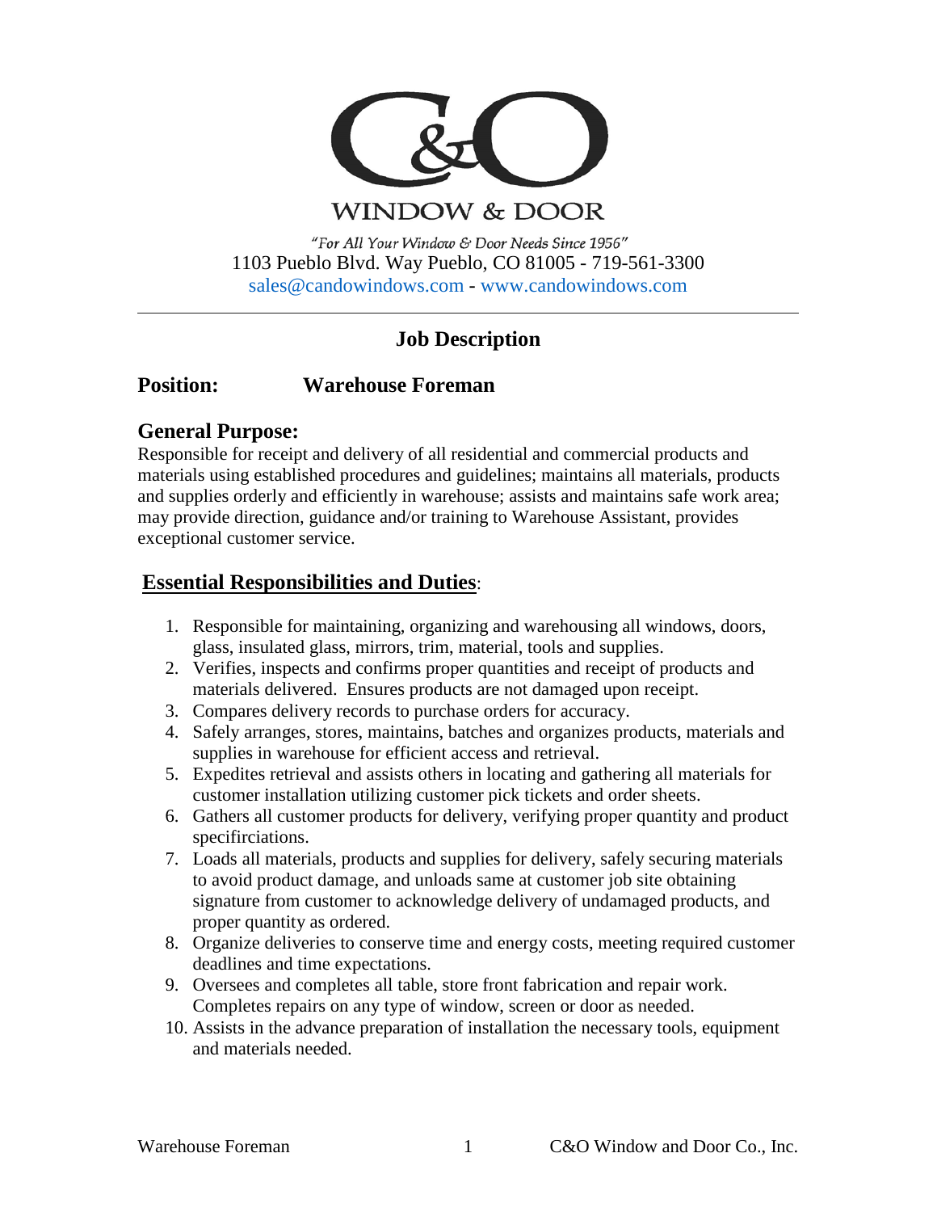# C&O

## WINDOW & DOOR

*"For All Your Window & Door Needs Since 1956"*
1103 Pueblo Blvd. Way Pueblo, CO 81005 - 719-561-3300
sales@candowindows.com - www.candowindows.com

---

## Job Description

**Position:** **Warehouse Foreman**

### General Purpose:

Responsible for receipt and delivery of all residential and commercial products and materials using established procedures and guidelines; maintains all materials, products and supplies orderly and efficiently in warehouse; assists and maintains safe work area; may provide direction, guidance and/or training to Warehouse Assistant, provides exceptional customer service.

### Essential Responsibilities and Duties:

1. Responsible for maintaining, organizing and warehousing all windows, doors, glass, insulated glass, mirrors, trim, material, tools and supplies.
2. Verifies, inspects and confirms proper quantities and receipt of products and materials delivered. Ensures products are not damaged upon receipt.
3. Compares delivery records to purchase orders for accuracy.
4. Safely arranges, stores, maintains, batches and organizes products, materials and supplies in warehouse for efficient access and retrieval.
5. Expedites retrieval and assists others in locating and gathering all materials for customer installation utilizing customer pick tickets and order sheets.
6. Gathers all customer products for delivery, verifying proper quantity and product specifirciations.
7. Loads all materials, products and supplies for delivery, safely securing materials to avoid product damage, and unloads same at customer job site obtaining signature from customer to acknowledge delivery of undamaged products, and proper quantity as ordered.
8. Organize deliveries to conserve time and energy costs, meeting required customer deadlines and time expectations.
9. Oversees and completes all table, store front fabrication and repair work. Completes repairs on any type of window, screen or door as needed.
10. Assists in the advance preparation of installation the necessary tools, equipment and materials needed.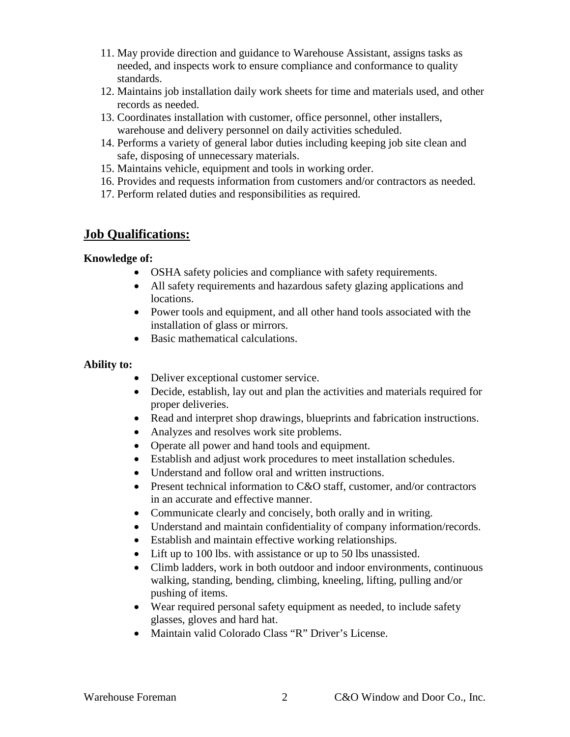11. May provide direction and guidance to Warehouse Assistant, assigns tasks as needed, and inspects work to ensure compliance and conformance to quality standards.
12. Maintains job installation daily work sheets for time and materials used, and other records as needed.
13. Coordinates installation with customer, office personnel, other installers, warehouse and delivery personnel on daily activities scheduled.
14. Performs a variety of general labor duties including keeping job site clean and safe, disposing of unnecessary materials.
15. Maintains vehicle, equipment and tools in working order.
16. Provides and requests information from customers and/or contractors as needed.
17. Perform related duties and responsibilities as required.

## Job Qualifications:

**Knowledge of:**

- OSHA safety policies and compliance with safety requirements.
- All safety requirements and hazardous safety glazing applications and locations.
- Power tools and equipment, and all other hand tools associated with the installation of glass or mirrors.
- Basic mathematical calculations.

**Ability to:**

- Deliver exceptional customer service.
- Decide, establish, lay out and plan the activities and materials required for proper deliveries.
- Read and interpret shop drawings, blueprints and fabrication instructions.
- Analyzes and resolves work site problems.
- Operate all power and hand tools and equipment.
- Establish and adjust work procedures to meet installation schedules.
- Understand and follow oral and written instructions.
- Present technical information to C&O staff, customer, and/or contractors in an accurate and effective manner.
- Communicate clearly and concisely, both orally and in writing.
- Understand and maintain confidentiality of company information/records.
- Establish and maintain effective working relationships.
- Lift up to 100 lbs. with assistance or up to 50 lbs unassisted.
- Climb ladders, work in both outdoor and indoor environments, continuous walking, standing, bending, climbing, kneeling, lifting, pulling and/or pushing of items.
- Wear required personal safety equipment as needed, to include safety glasses, gloves and hard hat.
- Maintain valid Colorado Class "R" Driver's License.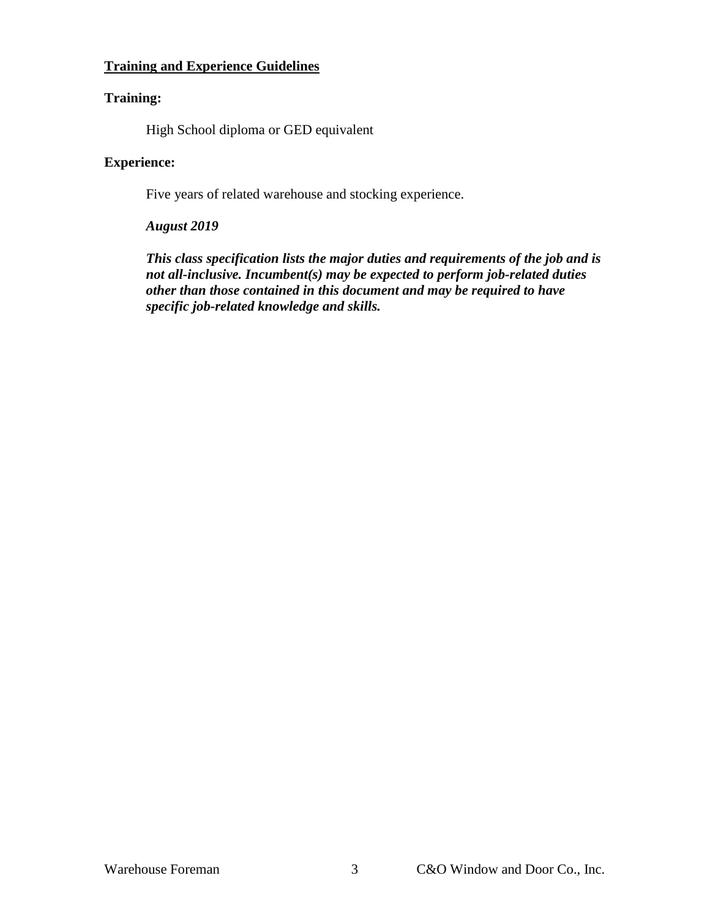## Training and Experience Guidelines

**Training:**

High School diploma or GED equivalent

**Experience:**

Five years of related warehouse and stocking experience.

***August 2019***

***This class specification lists the major duties and requirements of the job and is not all-inclusive. Incumbent(s) may be expected to perform job-related duties other than those contained in this document and may be required to have specific job-related knowledge and skills.***